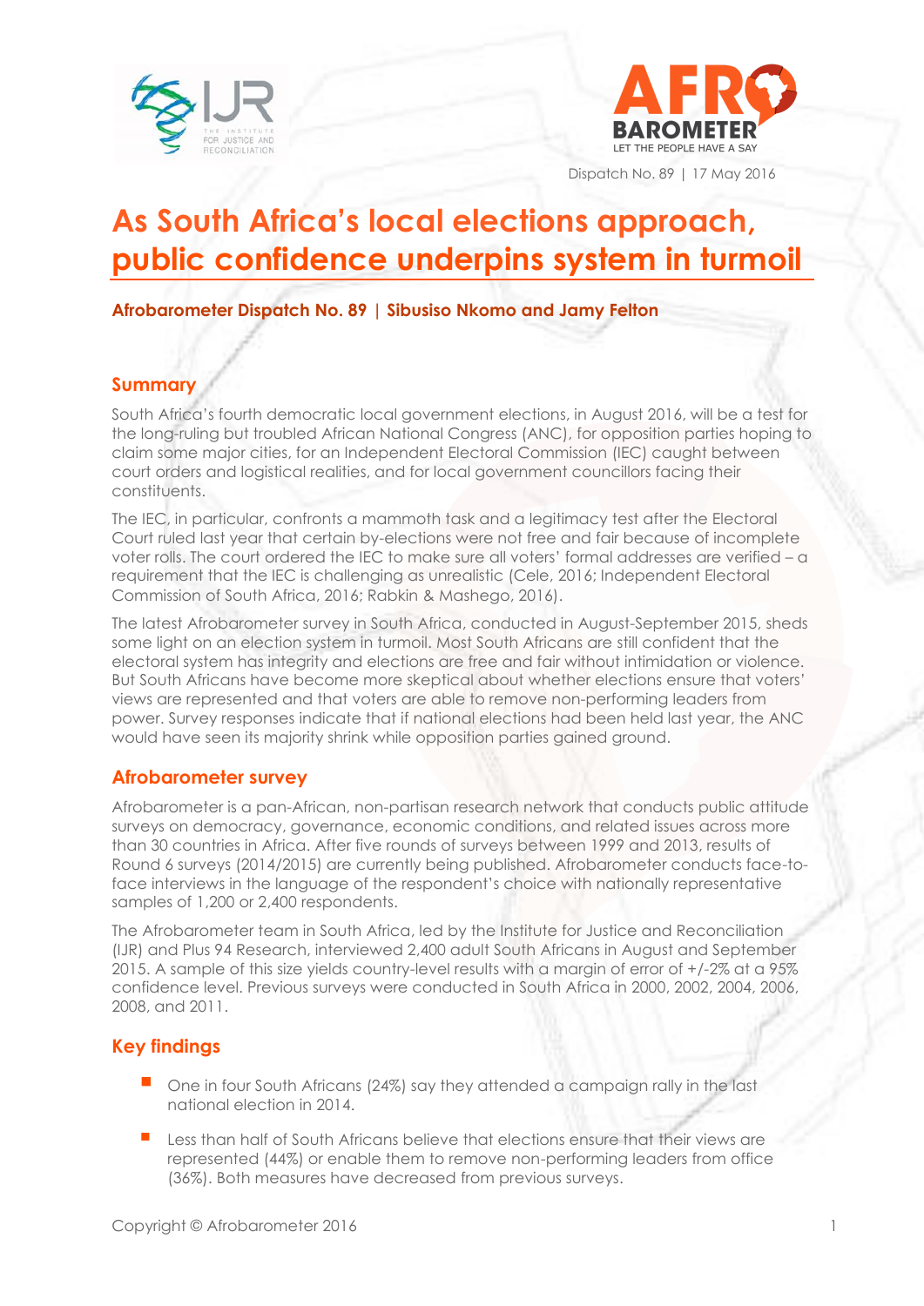Dispatch No. 89 | 17 May 2016

# As South Africa's local elections approach, public confidence underpins system in turmoil

**Afrobarometer Dispatch No. 89 | Sibusiso Nkomo and Jamy Felton**

## Summary

South Africa's fourth democratic local government elections, in August 2016, will be a test for the long-ruling but troubled African National Congress (ANC), for opposition parties hoping to claim some major cities, for an Independent Electoral Commission (IEC) caught between court orders and logistical realities, and for local government councillors facing their constituents.

The IEC, in particular, confronts a mammoth task and a legitimacy test after the Electoral Court ruled last year that certain by-elections were not free and fair because of incomplete voter rolls. The court ordered the IEC to make sure all voters' formal addresses are verified – a requirement that the IEC is challenging as unrealistic (Cele, 2016; Independent Electoral Commission of South Africa, 2016; Rabkin & Mashego, 2016).

The latest Afrobarometer survey in South Africa, conducted in August-September 2015, sheds some light on an election system in turmoil. Most South Africans are still confident that the electoral system has integrity and elections are free and fair without intimidation or violence. But South Africans have become more skeptical about whether elections ensure that voters' views are represented and that voters are able to remove non-performing leaders from power. Survey responses indicate that if national elections had been held last year, the ANC would have seen its majority shrink while opposition parties gained ground.

## Afrobarometer survey

Afrobarometer is a pan-African, non-partisan research network that conducts public attitude surveys on democracy, governance, economic conditions, and related issues across more than 30 countries in Africa. After five rounds of surveys between 1999 and 2013, results of Round 6 surveys (2014/2015) are currently being published. Afrobarometer conducts face-to-face interviews in the language of the respondent's choice with nationally representative samples of 1,200 or 2,400 respondents.

The Afrobarometer team in South Africa, led by the Institute for Justice and Reconciliation (IJR) and Plus 94 Research, interviewed 2,400 adult South Africans in August and September 2015. A sample of this size yields country-level results with a margin of error of +/-2% at a 95% confidence level. Previous surveys were conducted in South Africa in 2000, 2002, 2004, 2006, 2008, and 2011.

## Key findings

- One in four South Africans (24%) say they attended a campaign rally in the last national election in 2014.
- Less than half of South Africans believe that elections ensure that their views are represented (44%) or enable them to remove non-performing leaders from office (36%). Both measures have decreased from previous surveys.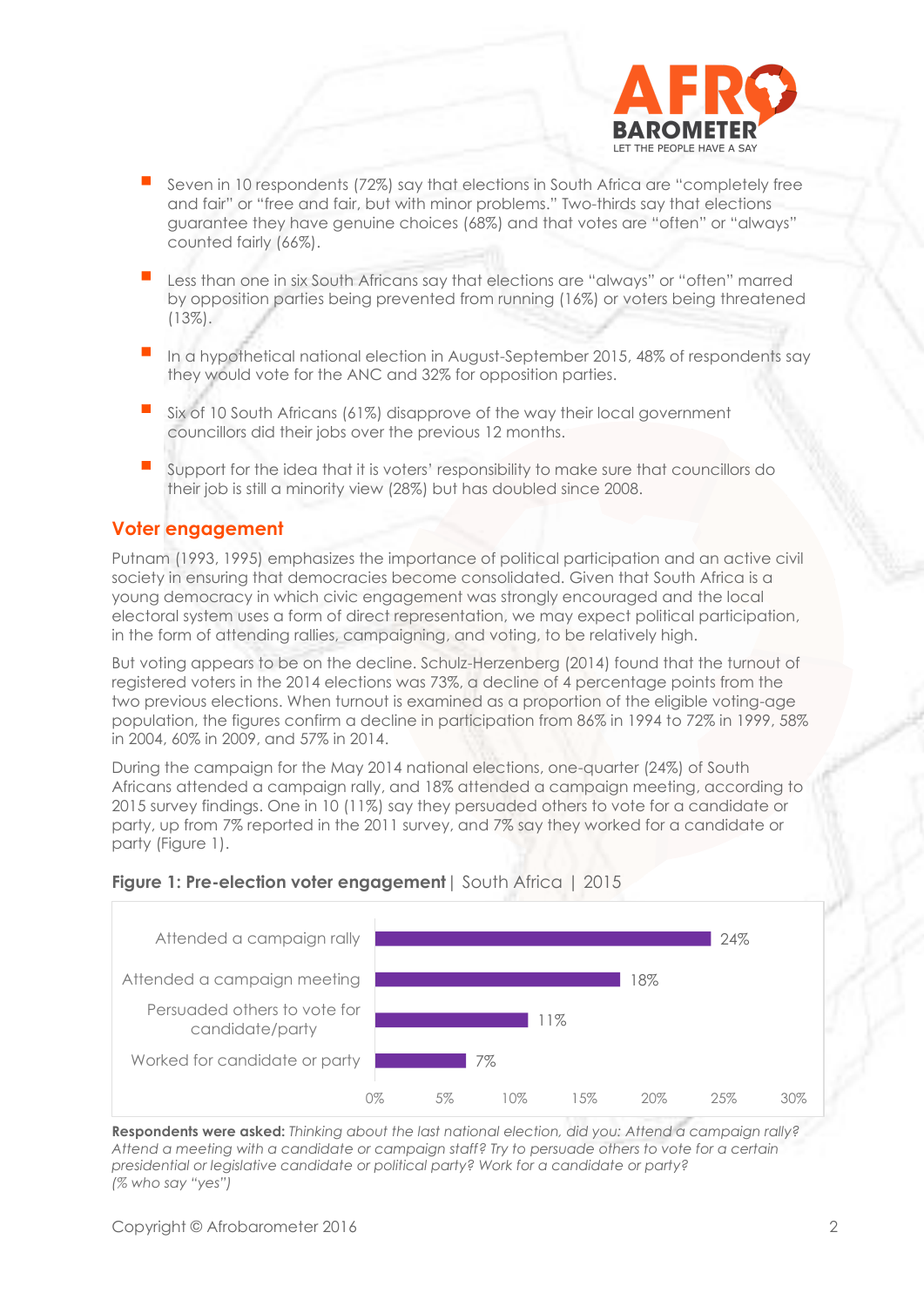- Seven in 10 respondents (72%) say that elections in South Africa are "completely free and fair" or "free and fair, but with minor problems." Two-thirds say that elections guarantee they have genuine choices (68%) and that votes are "often" or "always" counted fairly (66%).
- Less than one in six South Africans say that elections are "always" or "often" marred by opposition parties being prevented from running (16%) or voters being threatened (13%).
- In a hypothetical national election in August-September 2015, 48% of respondents say they would vote for the ANC and 32% for opposition parties.
- Six of 10 South Africans (61%) disapprove of the way their local government councillors did their jobs over the previous 12 months.
- Support for the idea that it is voters' responsibility to make sure that councillors do their job is still a minority view (28%) but has doubled since 2008.

## Voter engagement

Putnam (1993, 1995) emphasizes the importance of political participation and an active civil society in ensuring that democracies become consolidated. Given that South Africa is a young democracy in which civic engagement was strongly encouraged and the local electoral system uses a form of direct representation, we may expect political participation, in the form of attending rallies, campaigning, and voting, to be relatively high.

But voting appears to be on the decline. Schulz-Herzenberg (2014) found that the turnout of registered voters in the 2014 elections was 73%, a decline of 4 percentage points from the two previous elections. When turnout is examined as a proportion of the eligible voting-age population, the figures confirm a decline in participation from 86% in 1994 to 72% in 1999, 58% in 2004, 60% in 2009, and 57% in 2014.

During the campaign for the May 2014 national elections, one-quarter (24%) of South Africans attended a campaign rally, and 18% attended a campaign meeting, according to 2015 survey findings. One in 10 (11%) say they persuaded others to vote for a candidate or party, up from 7% reported in the 2011 survey, and 7% say they worked for a candidate or party (Figure 1).

**Figure 1: Pre-election voter engagement** | South Africa | 2015

| Activity | % |
|---|---|
| Attended a campaign rally | 24% |
| Attended a campaign meeting | 18% |
| Persuaded others to vote for candidate/party | 11% |
| Worked for candidate or party | 7% |

**Respondents were asked:** *Thinking about the last national election, did you: Attend a campaign rally? Attend a meeting with a candidate or campaign staff? Try to persuade others to vote for a certain presidential or legislative candidate or political party? Work for a candidate or party? (% who say "yes")*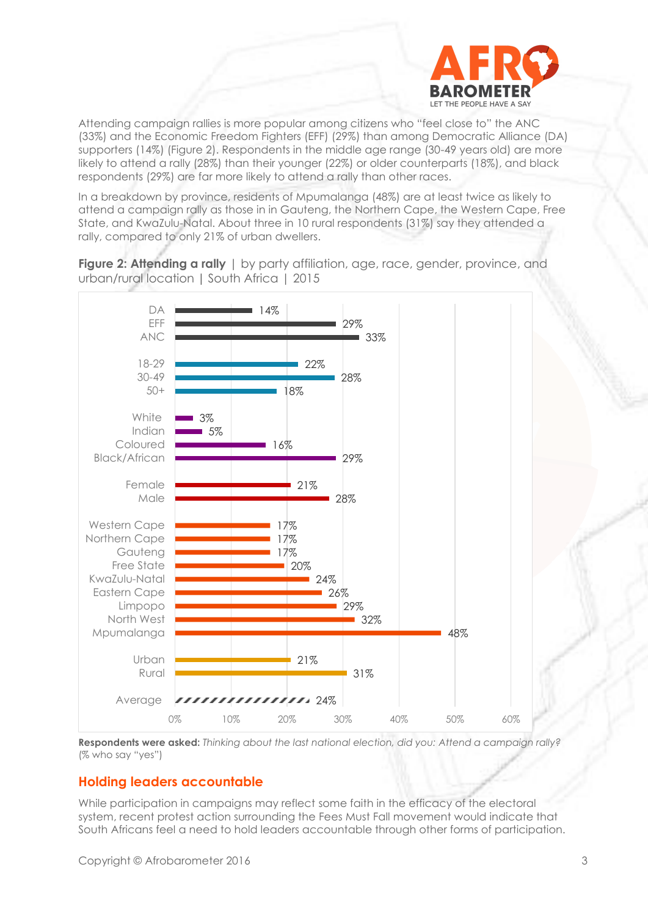Attending campaign rallies is more popular among citizens who "feel close to" the ANC (33%) and the Economic Freedom Fighters (EFF) (29%) than among Democratic Alliance (DA) supporters (14%) (Figure 2). Respondents in the middle age range (30-49 years old) are more likely to attend a rally (28%) than their younger (22%) or older counterparts (18%), and black respondents (29%) are far more likely to attend a rally than other races.

In a breakdown by province, residents of Mpumalanga (48%) are at least twice as likely to attend a campaign rally as those in in Gauteng, the Northern Cape, the Western Cape, Free State, and KwaZulu-Natal. About three in 10 rural respondents (31%) say they attended a rally, compared to only 21% of urban dwellers.

**Figure 2: Attending a rally** | by party affiliation, age, race, gender, province, and urban/rural location | South Africa | 2015

| Group | % |
|---|---|
| DA | 14% |
| EFF | 29% |
| ANC | 33% |
| 18-29 | 22% |
| 30-49 | 28% |
| 50+ | 18% |
| White | 3% |
| Indian | 5% |
| Coloured | 16% |
| Black/African | 29% |
| Female | 21% |
| Male | 28% |
| Western Cape | 17% |
| Northern Cape | 17% |
| Gauteng | 17% |
| Free State | 20% |
| KwaZulu-Natal | 24% |
| Eastern Cape | 26% |
| Limpopo | 29% |
| North West | 32% |
| Mpumalanga | 48% |
| Urban | 21% |
| Rural | 31% |
| Average | 24% |

**Respondents were asked:** *Thinking about the last national election, did you: Attend a campaign rally?* (% who say "yes")

## Holding leaders accountable

While participation in campaigns may reflect some faith in the efficacy of the electoral system, recent protest action surrounding the Fees Must Fall movement would indicate that South Africans feel a need to hold leaders accountable through other forms of participation.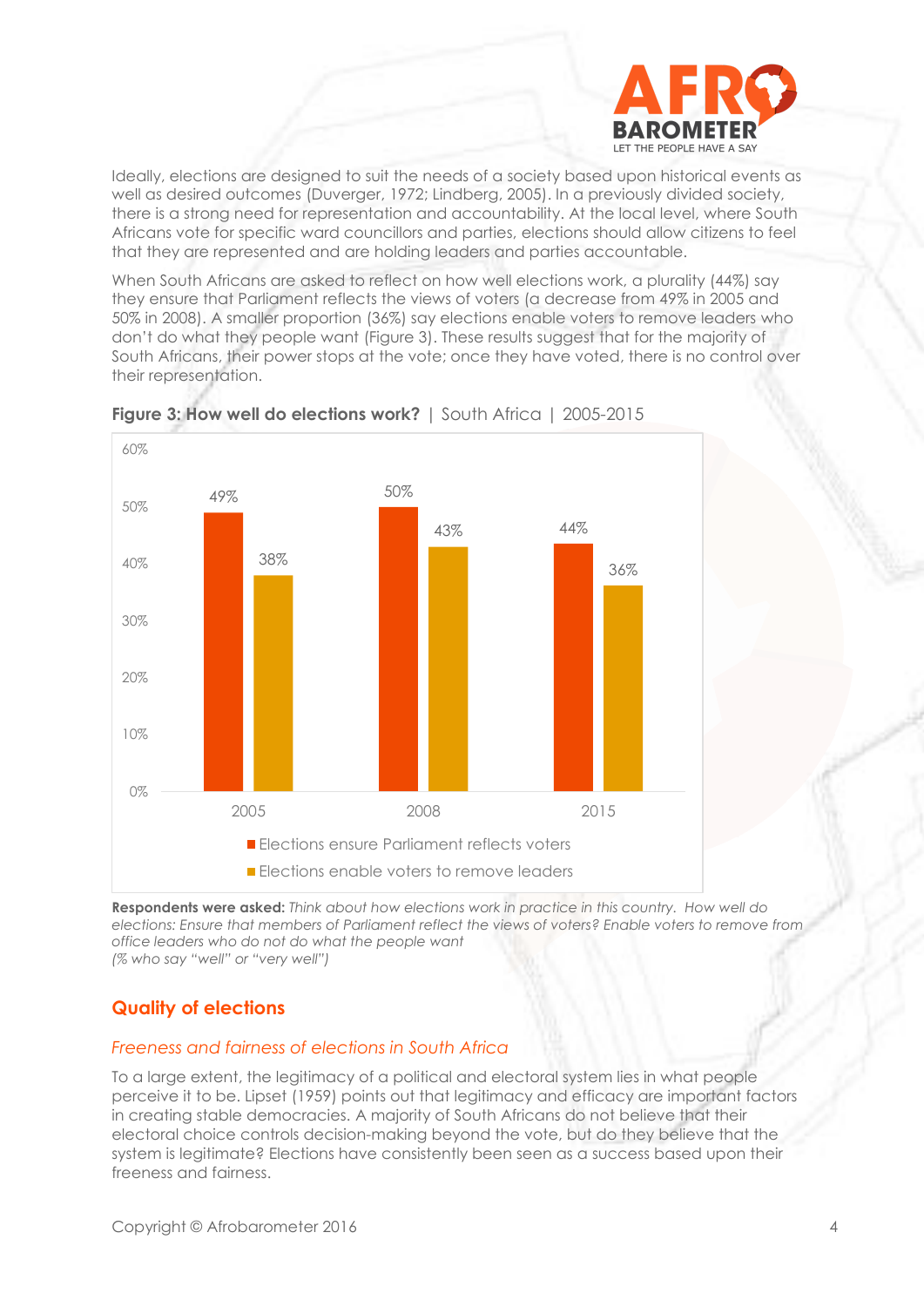Ideally, elections are designed to suit the needs of a society based upon historical events as well as desired outcomes (Duverger, 1972; Lindberg, 2005). In a previously divided society, there is a strong need for representation and accountability. At the local level, where South Africans vote for specific ward councillors and parties, elections should allow citizens to feel that they are represented and are holding leaders and parties accountable.

When South Africans are asked to reflect on how well elections work, a plurality (44%) say they ensure that Parliament reflects the views of voters (a decrease from 49% in 2005 and 50% in 2008). A smaller proportion (36%) say elections enable voters to remove leaders who don't do what they people want (Figure 3). These results suggest that for the majority of South Africans, their power stops at the vote; once they have voted, there is no control over their representation.

**Figure 3: How well do elections work?** | South Africa | 2005-2015

| | 2005 | 2008 | 2015 |
|---|---|---|---|
| Elections ensure Parliament reflects voters | 49% | 50% | 44% |
| Elections enable voters to remove leaders | 38% | 43% | 36% |

**Respondents were asked:** *Think about how elections work in practice in this country. How well do elections: Ensure that members of Parliament reflect the views of voters? Enable voters to remove from office leaders who do not do what the people want*
*(% who say "well" or "very well")*

## Quality of elections

### *Freeness and fairness of elections in South Africa*

To a large extent, the legitimacy of a political and electoral system lies in what people perceive it to be. Lipset (1959) points out that legitimacy and efficacy are important factors in creating stable democracies. A majority of South Africans do not believe that their electoral choice controls decision-making beyond the vote, but do they believe that the system is legitimate? Elections have consistently been seen as a success based upon their freeness and fairness.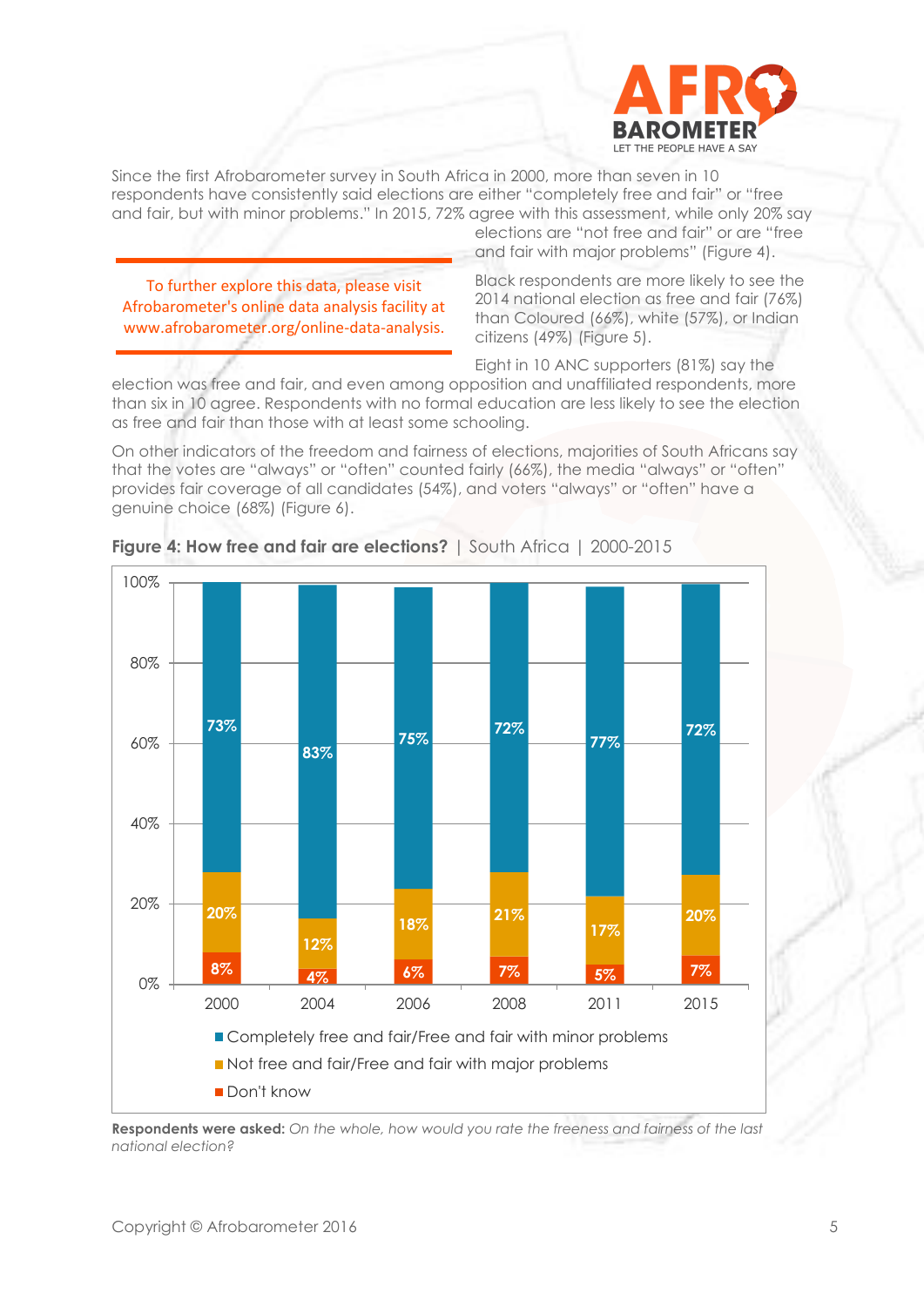Since the first Afrobarometer survey in South Africa in 2000, more than seven in 10 respondents have consistently said elections are either "completely free and fair" or "free and fair, but with minor problems." In 2015, 72% agree with this assessment, while only 20% say elections are "not free and fair" or are "free and fair with major problems" (Figure 4).

> To further explore this data, please visit Afrobarometer's online data analysis facility at www.afrobarometer.org/online-data-analysis.

Black respondents are more likely to see the 2014 national election as free and fair (76%) than Coloured (66%), white (57%), or Indian citizens (49%) (Figure 5).

Eight in 10 ANC supporters (81%) say the election was free and fair, and even among opposition and unaffiliated respondents, more than six in 10 agree. Respondents with no formal education are less likely to see the election as free and fair than those with at least some schooling.

On other indicators of the freedom and fairness of elections, majorities of South Africans say that the votes are "always" or "often" counted fairly (66%), the media "always" or "often" provides fair coverage of all candidates (54%), and voters "always" or "often" have a genuine choice (68%) (Figure 6).

**Figure 4: How free and fair are elections?** | South Africa | 2000-2015

| | 2000 | 2004 | 2006 | 2008 | 2011 | 2015 |
|---|---|---|---|---|---|---|
| Completely free and fair/Free and fair with minor problems | 73% | 83% | 75% | 72% | 77% | 72% |
| Not free and fair/Free and fair with major problems | 20% | 12% | 18% | 21% | 17% | 20% |
| Don't know | 8% | 4% | 6% | 7% | 5% | 7% |

**Respondents were asked:** *On the whole, how would you rate the freeness and fairness of the last national election?*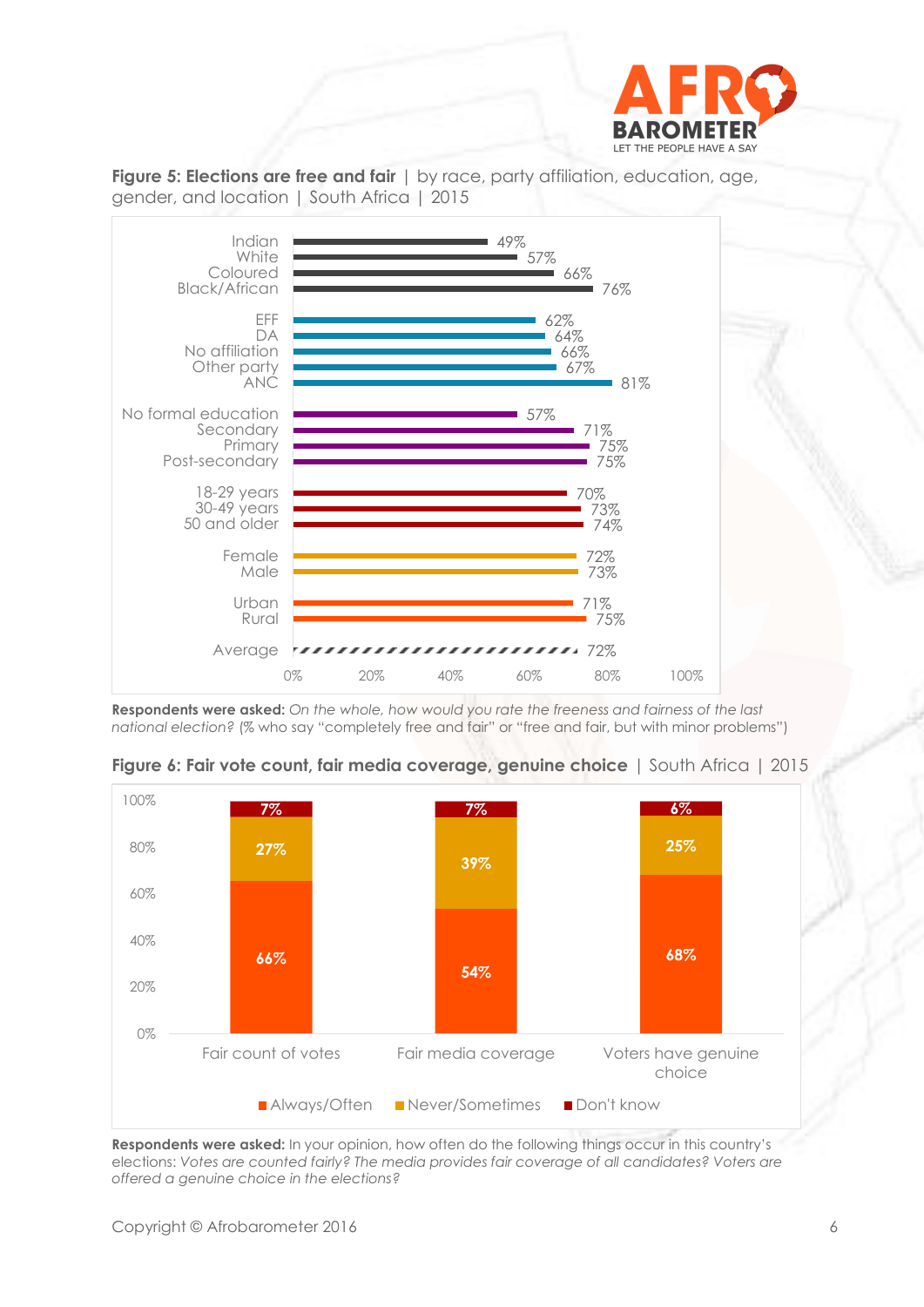**Figure 5: Elections are free and fair** | by race, party affiliation, education, age, gender, and location | South Africa | 2015

| Group | % |
|---|---|
| Indian | 49% |
| White | 57% |
| Coloured | 66% |
| Black/African | 76% |
| EFF | 62% |
| DA | 64% |
| No affiliation | 66% |
| Other party | 67% |
| ANC | 81% |
| No formal education | 57% |
| Secondary | 71% |
| Primary | 75% |
| Post-secondary | 75% |
| 18-29 years | 70% |
| 30-49 years | 73% |
| 50 and older | 74% |
| Female | 72% |
| Male | 73% |
| Urban | 71% |
| Rural | 75% |
| Average | 72% |

**Respondents were asked:** *On the whole, how would you rate the freeness and fairness of the last national election?* (% who say "completely free and fair" or "free and fair, but with minor problems")

**Figure 6: Fair vote count, fair media coverage, genuine choice** | South Africa | 2015

| | Always/Often | Never/Sometimes | Don't know |
|---|---|---|---|
| Fair count of votes | 66% | 27% | 7% |
| Fair media coverage | 54% | 39% | 7% |
| Voters have genuine choice | 68% | 25% | 6% |

**Respondents were asked:** In your opinion, how often do the following things occur in this country's elections: *Votes are counted fairly? The media provides fair coverage of all candidates? Voters are offered a genuine choice in the elections?*

Copyright © Afrobarometer 2016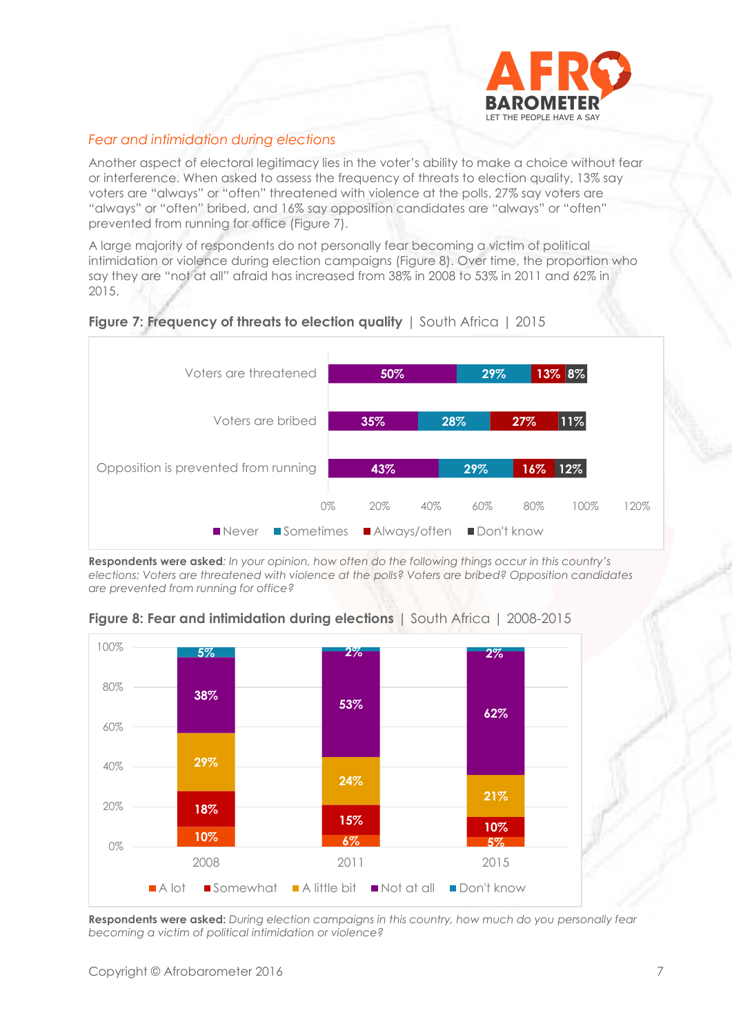*Fear and intimidation during elections*

Another aspect of electoral legitimacy lies in the voter's ability to make a choice without fear or interference. When asked to assess the frequency of threats to election quality, 13% say voters are "always" or "often" threatened with violence at the polls, 27% say voters are "always" or "often" bribed, and 16% say opposition candidates are "always" or "often" prevented from running for office (Figure 7).

A large majority of respondents do not personally fear becoming a victim of political intimidation or violence during election campaigns (Figure 8). Over time, the proportion who say they are "not at all" afraid has increased from 38% in 2008 to 53% in 2011 and 62% in 2015.

**Figure 7: Frequency of threats to election quality** | South Africa | 2015

| | Never | Sometimes | Always/often | Don't know |
|---|---|---|---|---|
| Voters are threatened | 50% | 29% | 13% | 8% |
| Voters are bribed | 35% | 28% | 27% | 11% |
| Opposition is prevented from running | 43% | 29% | 16% | 12% |

**Respondents were asked**: *In your opinion, how often do the following things occur in this country's elections: Voters are threatened with violence at the polls? Voters are bribed? Opposition candidates are prevented from running for office?*

**Figure 8: Fear and intimidation during elections** | South Africa | 2008-2015

| | 2008 | 2011 | 2015 |
|---|---|---|---|
| A lot | 10% | 6% | 5% |
| Somewhat | 18% | 15% | 10% |
| A little bit | 29% | 24% | 21% |
| Not at all | 38% | 53% | 62% |
| Don't know | 5% | 2% | 2% |

**Respondents were asked:** *During election campaigns in this country, how much do you personally fear becoming a victim of political intimidation or violence?*

Copyright © Afrobarometer 2016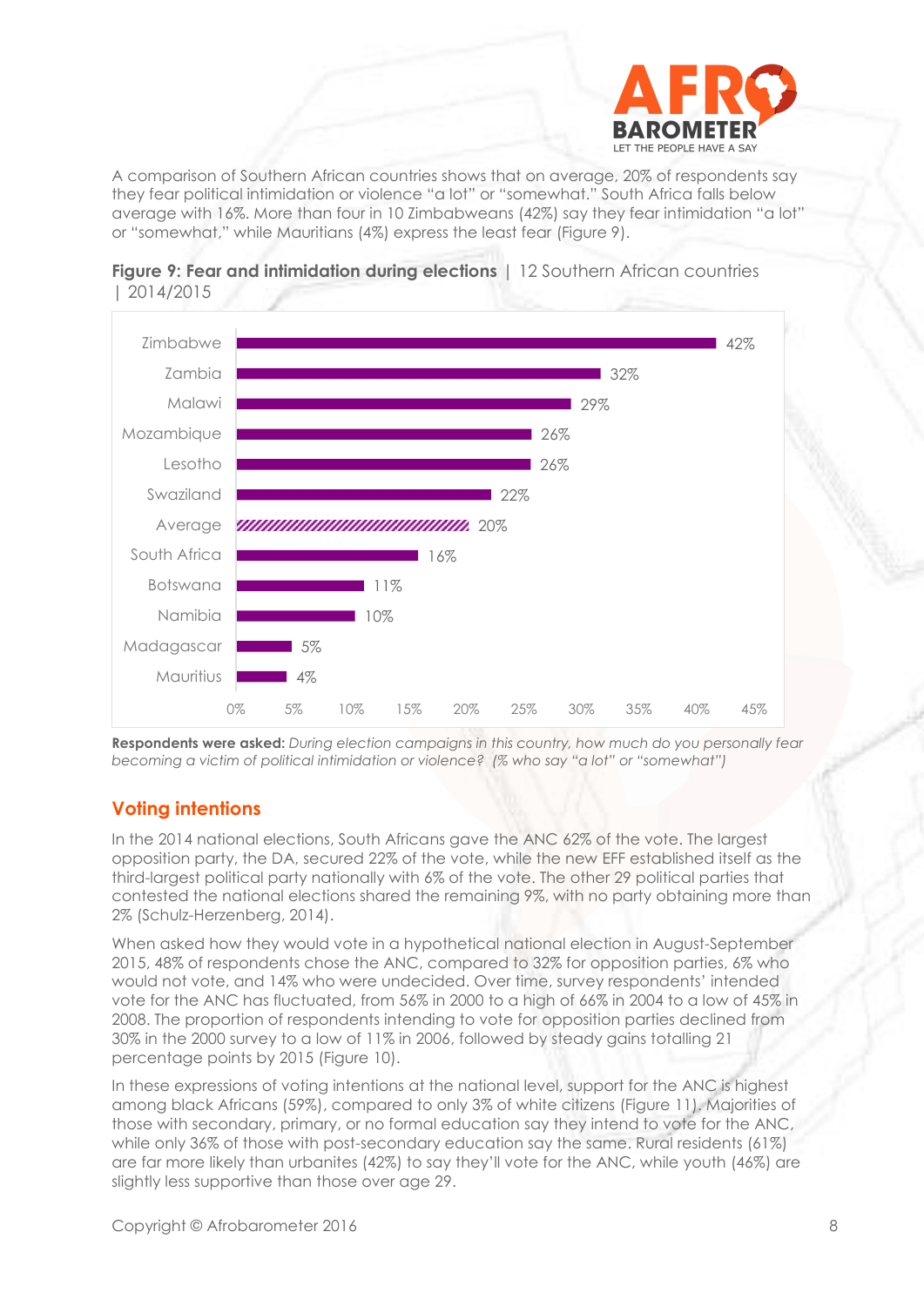A comparison of Southern African countries shows that on average, 20% of respondents say they fear political intimidation or violence "a lot" or "somewhat." South Africa falls below average with 16%. More than four in 10 Zimbabweans (42%) say they fear intimidation "a lot" or "somewhat," while Mauritians (4%) express the least fear (Figure 9).

**Figure 9: Fear and intimidation during elections** | 12 Southern African countries | 2014/2015

| Country | % |
|---|---|
| Zimbabwe | 42% |
| Zambia | 32% |
| Malawi | 29% |
| Mozambique | 26% |
| Lesotho | 26% |
| Swaziland | 22% |
| Average | 20% |
| South Africa | 16% |
| Botswana | 11% |
| Namibia | 10% |
| Madagascar | 5% |
| Mauritius | 4% |

**Respondents were asked:** *During election campaigns in this country, how much do you personally fear becoming a victim of political intimidation or violence? (% who say "a lot" or "somewhat")*

## Voting intentions

In the 2014 national elections, South Africans gave the ANC 62% of the vote. The largest opposition party, the DA, secured 22% of the vote, while the new EFF established itself as the third-largest political party nationally with 6% of the vote. The other 29 political parties that contested the national elections shared the remaining 9%, with no party obtaining more than 2% (Schulz-Herzenberg, 2014).

When asked how they would vote in a hypothetical national election in August-September 2015, 48% of respondents chose the ANC, compared to 32% for opposition parties, 6% who would not vote, and 14% who were undecided. Over time, survey respondents' intended vote for the ANC has fluctuated, from 56% in 2000 to a high of 66% in 2004 to a low of 45% in 2008. The proportion of respondents intending to vote for opposition parties declined from 30% in the 2000 survey to a low of 11% in 2006, followed by steady gains totalling 21 percentage points by 2015 (Figure 10).

In these expressions of voting intentions at the national level, support for the ANC is highest among black Africans (59%), compared to only 3% of white citizens (Figure 11). Majorities of those with secondary, primary, or no formal education say they intend to vote for the ANC, while only 36% of those with post-secondary education say the same. Rural residents (61%) are far more likely than urbanites (42%) to say they'll vote for the ANC, while youth (46%) are slightly less supportive than those over age 29.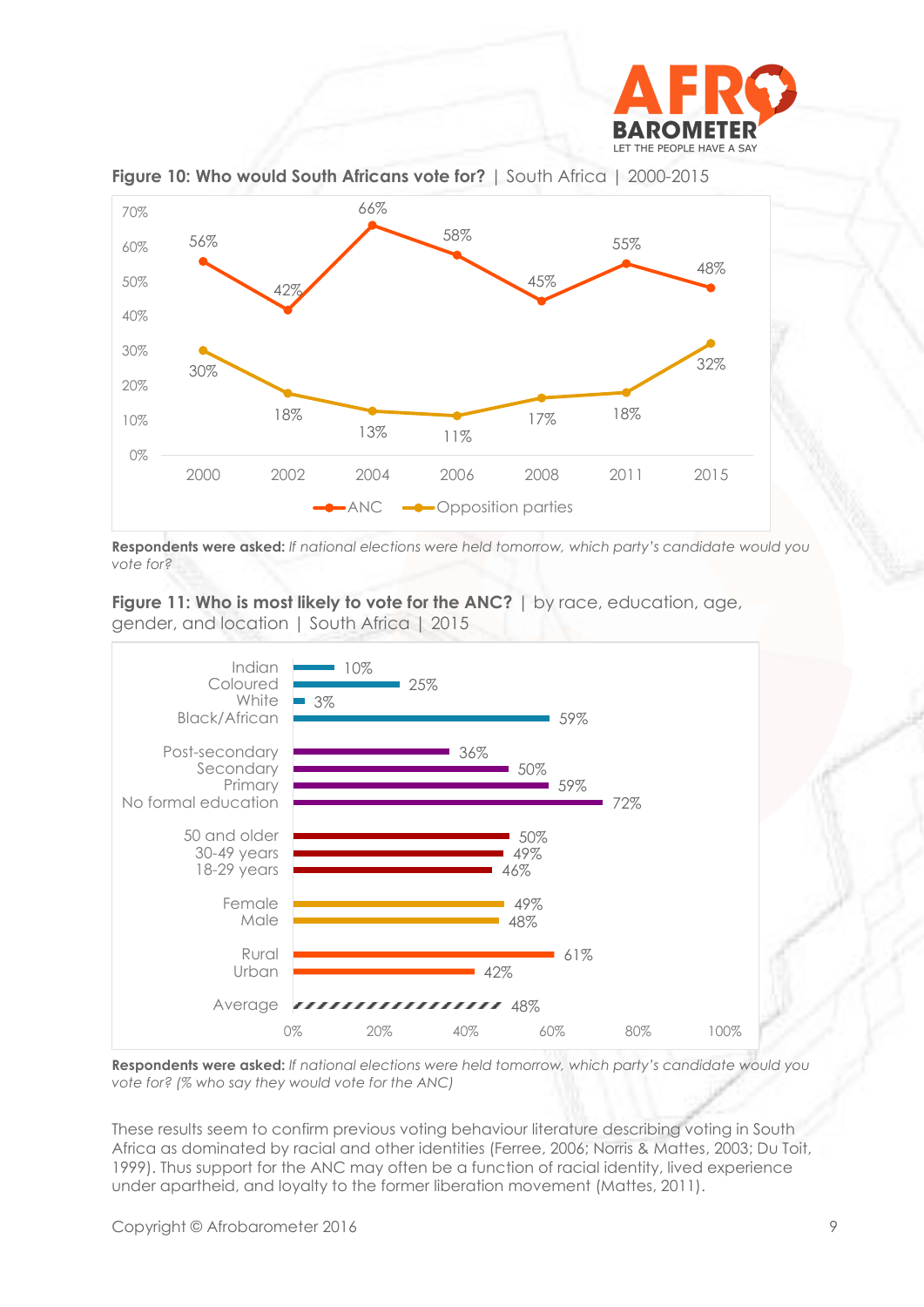**Figure 10: Who would South Africans vote for?** | South Africa | 2000-2015

| | 2000 | 2002 | 2004 | 2006 | 2008 | 2011 | 2015 |
|---|---|---|---|---|---|---|---|
| ANC | 56% | 42% | 66% | 58% | 45% | 55% | 48% |
| Opposition parties | 30% | 18% | 13% | 11% | 17% | 18% | 32% |

**Respondents were asked:** *If national elections were held tomorrow, which party's candidate would you vote for?*

**Figure 11: Who is most likely to vote for the ANC?** | by race, education, age, gender, and location | South Africa | 2015

| Group | % |
|---|---|
| Indian | 10% |
| Coloured | 25% |
| White | 3% |
| Black/African | 59% |
| Post-secondary | 36% |
| Secondary | 50% |
| Primary | 59% |
| No formal education | 72% |
| 50 and older | 50% |
| 30-49 years | 49% |
| 18-29 years | 46% |
| Female | 49% |
| Male | 48% |
| Rural | 61% |
| Urban | 42% |
| Average | 48% |

**Respondents were asked:** *If national elections were held tomorrow, which party's candidate would you vote for? (% who say they would vote for the ANC)*

These results seem to confirm previous voting behaviour literature describing voting in South Africa as dominated by racial and other identities (Ferree, 2006; Norris & Mattes, 2003; Du Toit, 1999). Thus support for the ANC may often be a function of racial identity, lived experience under apartheid, and loyalty to the former liberation movement (Mattes, 2011).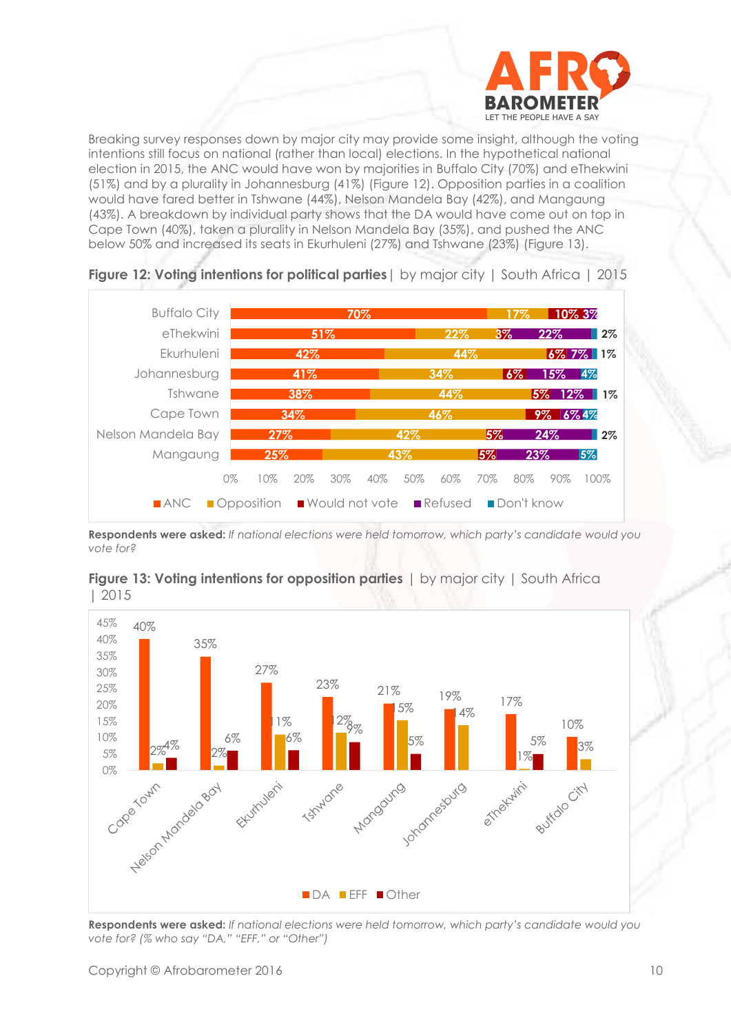Breaking survey responses down by major city may provide some insight, although the voting intentions still focus on national (rather than local) elections. In the hypothetical national election in 2015, the ANC would have won by majorities in Buffalo City (70%) and eThekwini (51%) and by a plurality in Johannesburg (41%) (Figure 12). Opposition parties in a coalition would have fared better in Tshwane (44%), Nelson Mandela Bay (42%), and Mangaung (43%). A breakdown by individual party shows that the DA would have come out on top in Cape Town (40%), taken a plurality in Nelson Mandela Bay (35%), and pushed the ANC below 50% and increased its seats in Ekurhuleni (27%) and Tshwane (23%) (Figure 13).

**Figure 12: Voting intentions for political parties** | by major city | South Africa | 2015

| City | ANC | Opposition | Would not vote | Refused | Don't know |
|---|---|---|---|---|---|
| Buffalo City | 70% | 17% | 10% | 3% | |
| eThekwini | 51% | 22% | 3% | 22% | 2% |
| Ekurhuleni | 42% | 44% | 6% | 7% | 1% |
| Johannesburg | 41% | 34% | 6% | 15% | 4% |
| Tshwane | 38% | 44% | 5% | 12% | 1% |
| Cape Town | 34% | 46% | 9% | 6% | 4% |
| Nelson Mandela Bay | 27% | 42% | 5% | 24% | 2% |
| Mangaung | 25% | 43% | 5% | 23% | 5% |

**Respondents were asked:** *If national elections were held tomorrow, which party's candidate would you vote for?*

**Figure 13: Voting intentions for opposition parties** | by major city | South Africa | 2015

| City | DA | EFF | Other |
|---|---|---|---|
| Cape Town | 40% | 2% | 4% |
| Nelson Mandela Bay | 35% | 2% | 6% |
| Ekurhuleni | 27% | 11% | 6% |
| Tshwane | 23% | 12% | 9% |
| Mangaung | 21% | 15% | 5% |
| Johannesburg | 19% | 14% | |
| eThekwini | 17% | 1% | 5% |
| Buffalo City | 10% | 3% | |

**Respondents were asked:** *If national elections were held tomorrow, which party's candidate would you vote for? (% who say "DA," "EFF," or "Other")*

Copyright © Afrobarometer 2016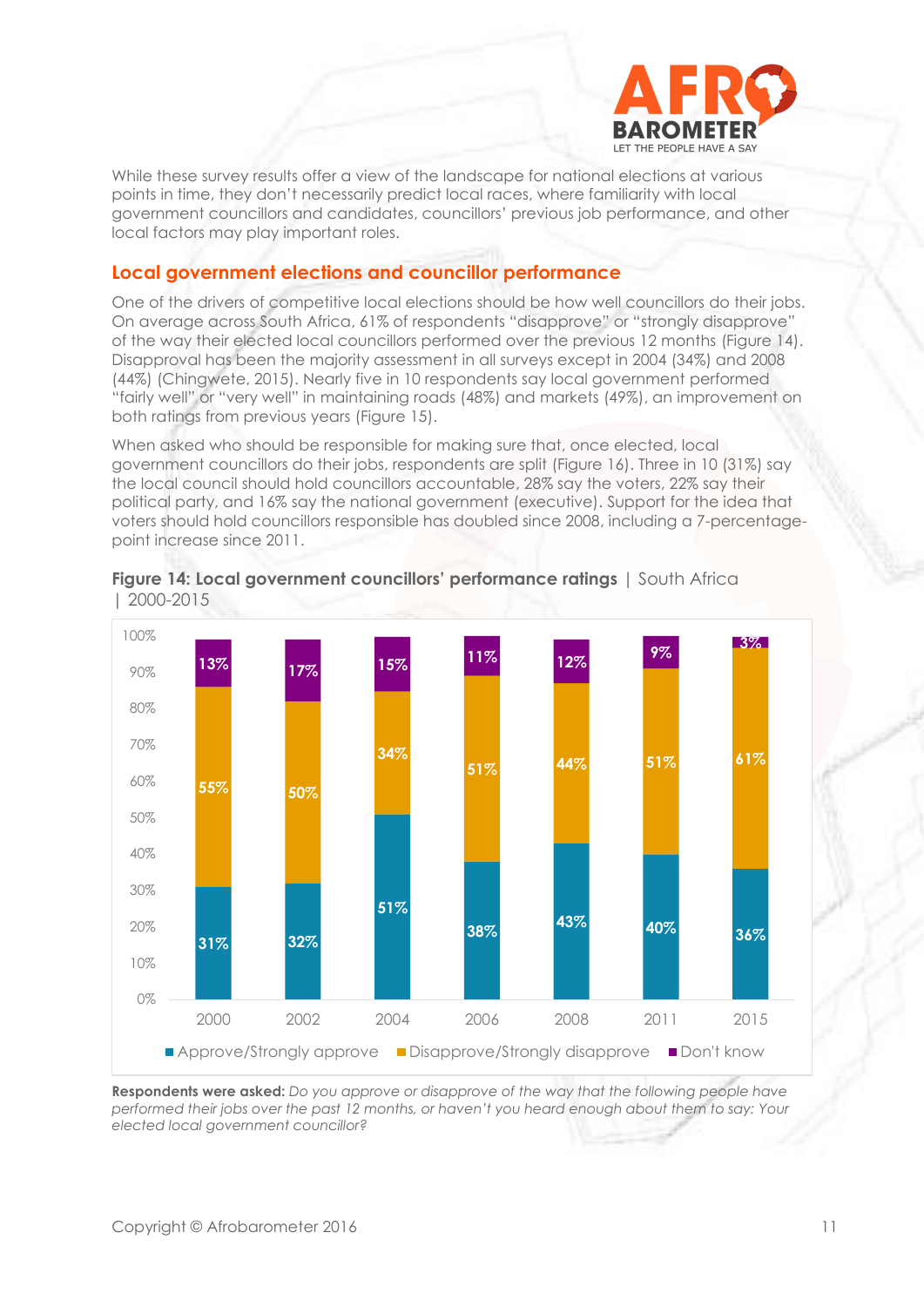While these survey results offer a view of the landscape for national elections at various points in time, they don't necessarily predict local races, where familiarity with local government councillors and candidates, councillors' previous job performance, and other local factors may play important roles.

## Local government elections and councillor performance

One of the drivers of competitive local elections should be how well councillors do their jobs. On average across South Africa, 61% of respondents "disapprove" or "strongly disapprove" of the way their elected local councillors performed over the previous 12 months (Figure 14). Disapproval has been the majority assessment in all surveys except in 2004 (34%) and 2008 (44%) (Chingwete, 2015). Nearly five in 10 respondents say local government performed "fairly well" or "very well" in maintaining roads (48%) and markets (49%), an improvement on both ratings from previous years (Figure 15).

When asked who should be responsible for making sure that, once elected, local government councillors do their jobs, respondents are split (Figure 16). Three in 10 (31%) say the local council should hold councillors accountable, 28% say the voters, 22% say their political party, and 16% say the national government (executive). Support for the idea that voters should hold councillors responsible has doubled since 2008, including a 7-percentage-point increase since 2011.

**Figure 14: Local government councillors' performance ratings** | South Africa | 2000-2015

| | 2000 | 2002 | 2004 | 2006 | 2008 | 2011 | 2015 |
|---|---|---|---|---|---|---|---|
| Approve/Strongly approve | 31% | 32% | 51% | 38% | 43% | 40% | 36% |
| Disapprove/Strongly disapprove | 55% | 50% | 34% | 51% | 44% | 51% | 61% |
| Don't know | 13% | 17% | 15% | 11% | 12% | 9% | 3% |

**Respondents were asked:** *Do you approve or disapprove of the way that the following people have performed their jobs over the past 12 months, or haven't you heard enough about them to say: Your elected local government councillor?*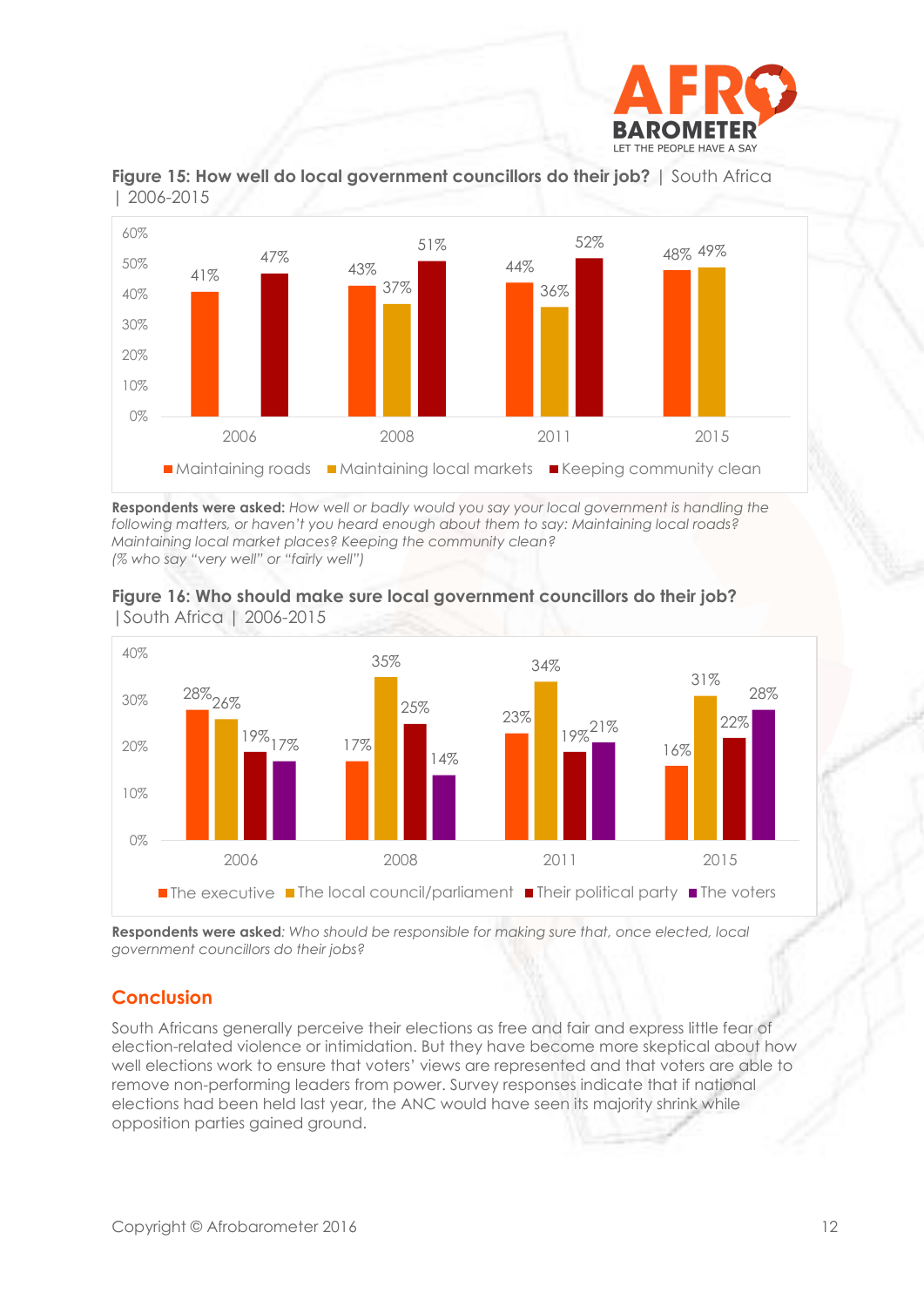**Figure 15: How well do local government councillors do their job?** | South Africa | 2006-2015

| | Maintaining roads | Maintaining local markets | Keeping community clean |
|---|---|---|---|
| 2006 | 41% | | 47% |
| 2008 | 43% | 37% | 51% |
| 2011 | 44% | 36% | 52% |
| 2015 | 48% | 49% | |

**Respondents were asked:** *How well or badly would you say your local government is handling the following matters, or haven't you heard enough about them to say: Maintaining local roads? Maintaining local market places? Keeping the community clean?*
*(% who say "very well" or "fairly well")*

**Figure 16: Who should make sure local government councillors do their job?** | South Africa | 2006-2015

| | The executive | The local council/parliament | Their political party | The voters |
|---|---|---|---|---|
| 2006 | 28% | 26% | 19% | 17% |
| 2008 | 17% | 35% | 25% | 14% |
| 2011 | 23% | 34% | 19% | 21% |
| 2015 | 16% | 31% | 22% | 28% |

**Respondents were asked**: *Who should be responsible for making sure that, once elected, local government councillors do their jobs?*

## Conclusion

South Africans generally perceive their elections as free and fair and express little fear of election-related violence or intimidation. But they have become more skeptical about how well elections work to ensure that voters' views are represented and that voters are able to remove non-performing leaders from power. Survey responses indicate that if national elections had been held last year, the ANC would have seen its majority shrink while opposition parties gained ground.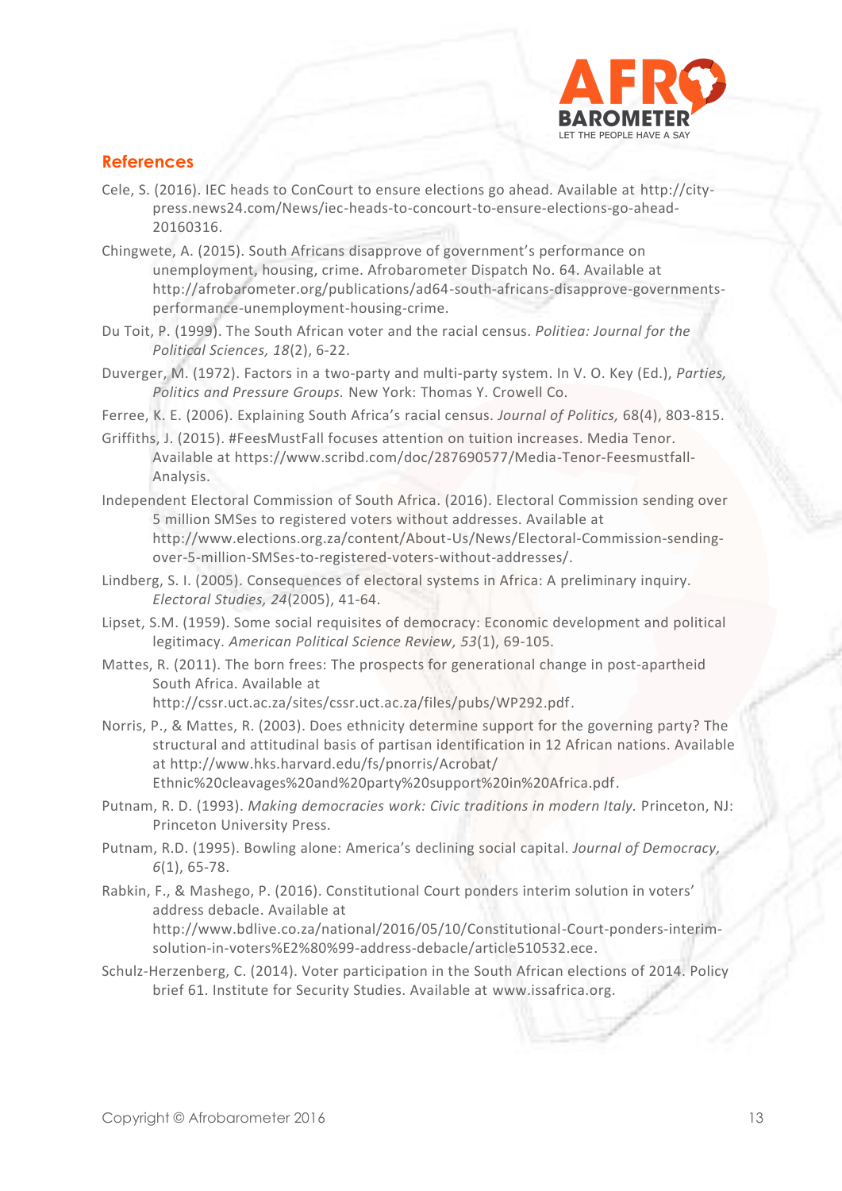## References

Cele, S. (2016). IEC heads to ConCourt to ensure elections go ahead. Available at http://city-press.news24.com/News/iec-heads-to-concourt-to-ensure-elections-go-ahead-20160316.

Chingwete, A. (2015). South Africans disapprove of government's performance on unemployment, housing, crime. Afrobarometer Dispatch No. 64. Available at http://afrobarometer.org/publications/ad64-south-africans-disapprove-governments-performance-unemployment-housing-crime.

Du Toit, P. (1999). The South African voter and the racial census. *Politiea: Journal for the Political Sciences, 18*(2), 6-22.

Duverger, M. (1972). Factors in a two-party and multi-party system. In V. O. Key (Ed.), *Parties, Politics and Pressure Groups.* New York: Thomas Y. Crowell Co.

Ferree, K. E. (2006). Explaining South Africa's racial census. *Journal of Politics,* 68(4), 803-815.

Griffiths, J. (2015). #FeesMustFall focuses attention on tuition increases. Media Tenor. Available at https://www.scribd.com/doc/287690577/Media-Tenor-Feesmustfall-Analysis.

Independent Electoral Commission of South Africa. (2016). Electoral Commission sending over 5 million SMSes to registered voters without addresses. Available at http://www.elections.org.za/content/About-Us/News/Electoral-Commission-sending-over-5-million-SMSes-to-registered-voters-without-addresses/.

Lindberg, S. I. (2005). Consequences of electoral systems in Africa: A preliminary inquiry. *Electoral Studies, 24*(2005), 41-64.

Lipset, S.M. (1959). Some social requisites of democracy: Economic development and political legitimacy. *American Political Science Review, 53*(1), 69-105.

Mattes, R. (2011). The born frees: The prospects for generational change in post-apartheid South Africa. Available at http://cssr.uct.ac.za/sites/cssr.uct.ac.za/files/pubs/WP292.pdf.

Norris, P., & Mattes, R. (2003). Does ethnicity determine support for the governing party? The structural and attitudinal basis of partisan identification in 12 African nations. Available at http://www.hks.harvard.edu/fs/pnorris/Acrobat/Ethnic%20cleavages%20and%20party%20support%20in%20Africa.pdf.

Putnam, R. D. (1993). *Making democracies work: Civic traditions in modern Italy.* Princeton, NJ: Princeton University Press.

Putnam, R.D. (1995). Bowling alone: America's declining social capital. *Journal of Democracy, 6*(1), 65-78.

Rabkin, F., & Mashego, P. (2016). Constitutional Court ponders interim solution in voters' address debacle. Available at http://www.bdlive.co.za/national/2016/05/10/Constitutional-Court-ponders-interim-solution-in-voters%E2%80%99-address-debacle/article510532.ece.

Schulz-Herzenberg, C. (2014). Voter participation in the South African elections of 2014. Policy brief 61. Institute for Security Studies. Available at www.issafrica.org.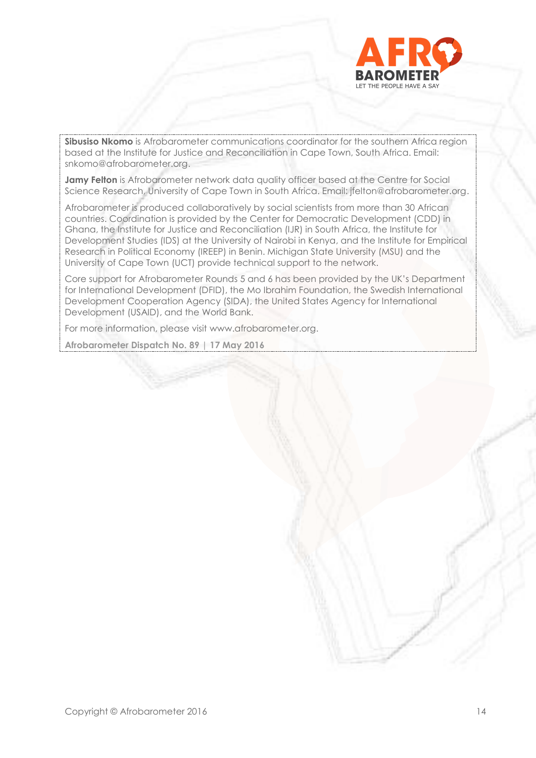**Sibusiso Nkomo** is Afrobarometer communications coordinator for the southern Africa region based at the Institute for Justice and Reconciliation in Cape Town, South Africa. Email: snkomo@afrobarometer.org.

**Jamy Felton** is Afrobarometer network data quality officer based at the Centre for Social Science Research, University of Cape Town in South Africa. Email: jfelton@afrobarometer.org.

Afrobarometer is produced collaboratively by social scientists from more than 30 African countries. Coordination is provided by the Center for Democratic Development (CDD) in Ghana, the Institute for Justice and Reconciliation (IJR) in South Africa, the Institute for Development Studies (IDS) at the University of Nairobi in Kenya, and the Institute for Empirical Research in Political Economy (IREEP) in Benin. Michigan State University (MSU) and the University of Cape Town (UCT) provide technical support to the network.

Core support for Afrobarometer Rounds 5 and 6 has been provided by the UK's Department for International Development (DFID), the Mo Ibrahim Foundation, the Swedish International Development Cooperation Agency (SIDA), the United States Agency for International Development (USAID), and the World Bank.

For more information, please visit www.afrobarometer.org.

**Afrobarometer Dispatch No. 89 | 17 May 2016**